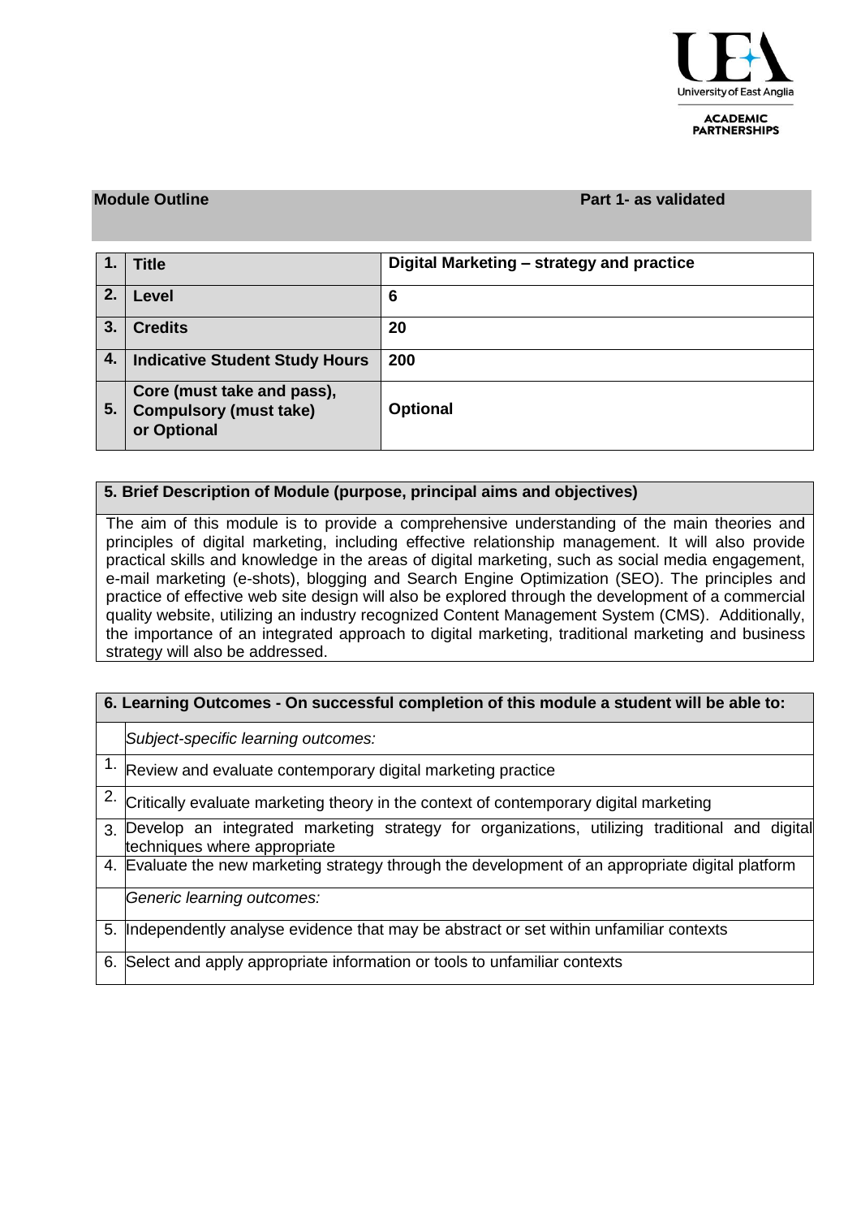University of East Anglia
ACADEMIC PARTNERSHIPS

| **Module Outline** | **Part 1- as validated** |
|---|---|

| | | |
|---|---|---|
| **1.** | **Title** | **Digital Marketing – strategy and practice** |
| **2.** | **Level** | **6** |
| **3.** | **Credits** | **20** |
| **4.** | **Indicative Student Study Hours** | **200** |
| **5.** | **Core (must take and pass), Compulsory (must take) or Optional** | **Optional** |

**5. Brief Description of Module (purpose, principal aims and objectives)**

The aim of this module is to provide a comprehensive understanding of the main theories and principles of digital marketing, including effective relationship management. It will also provide practical skills and knowledge in the areas of digital marketing, such as social media engagement, e-mail marketing (e-shots), blogging and Search Engine Optimization (SEO). The principles and practice of effective web site design will also be explored through the development of a commercial quality website, utilizing an industry recognized Content Management System (CMS). Additionally, the importance of an integrated approach to digital marketing, traditional marketing and business strategy will also be addressed.

| **6. Learning Outcomes - On successful completion of this module a student will be able to:** | |
|---|---|
| | *Subject-specific learning outcomes:* |
| 1. | Review and evaluate contemporary digital marketing practice |
| 2. | Critically evaluate marketing theory in the context of contemporary digital marketing |
| 3. | Develop an integrated marketing strategy for organizations, utilizing traditional and digital techniques where appropriate |
| 4. | Evaluate the new marketing strategy through the development of an appropriate digital platform |
| | *Generic learning outcomes:* |
| 5. | Independently analyse evidence that may be abstract or set within unfamiliar contexts |
| 6. | Select and apply appropriate information or tools to unfamiliar contexts |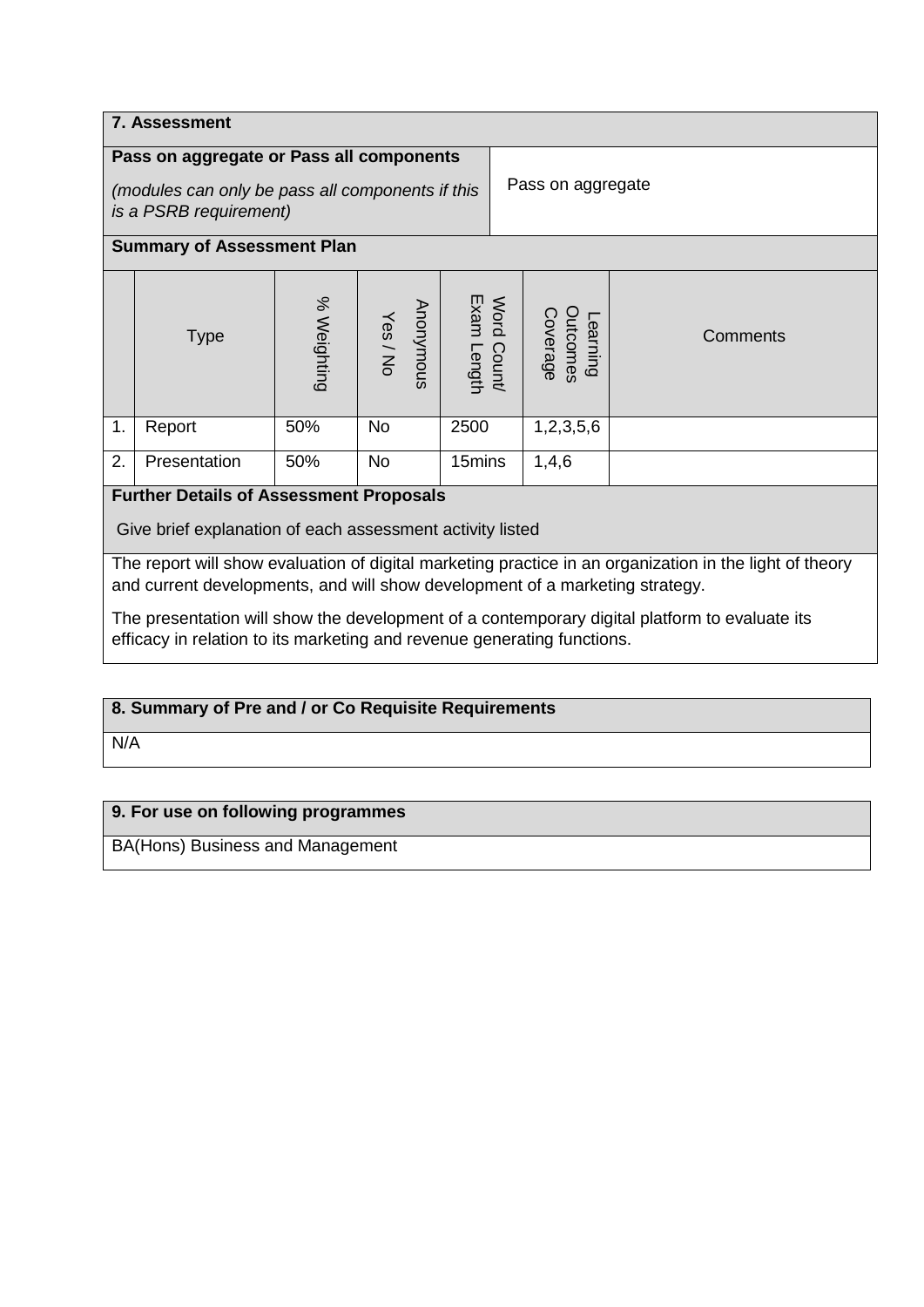## 7. Assessment

| | |
|---|---|
| **Pass on aggregate or Pass all components** *(modules can only be pass all components if this is a PSRB requirement)* | Pass on aggregate |

**Summary of Assessment Plan**

| | Type | % Weighting | Anonymous Yes / No | Word Count/ Exam Length | Learning Outcomes Coverage | Comments |
|---|---|---|---|---|---|---|
| 1. | Report | 50% | No | 2500 | 1,2,3,5,6 | |
| 2. | Presentation | 50% | No | 15mins | 1,4,6 | |

**Further Details of Assessment Proposals**

Give brief explanation of each assessment activity listed

The report will show evaluation of digital marketing practice in an organization in the light of theory and current developments, and will show development of a marketing strategy.

The presentation will show the development of a contemporary digital platform to evaluate its efficacy in relation to its marketing and revenue generating functions.

## 8. Summary of Pre and / or Co Requisite Requirements

N/A

## 9. For use on following programmes

BA(Hons) Business and Management